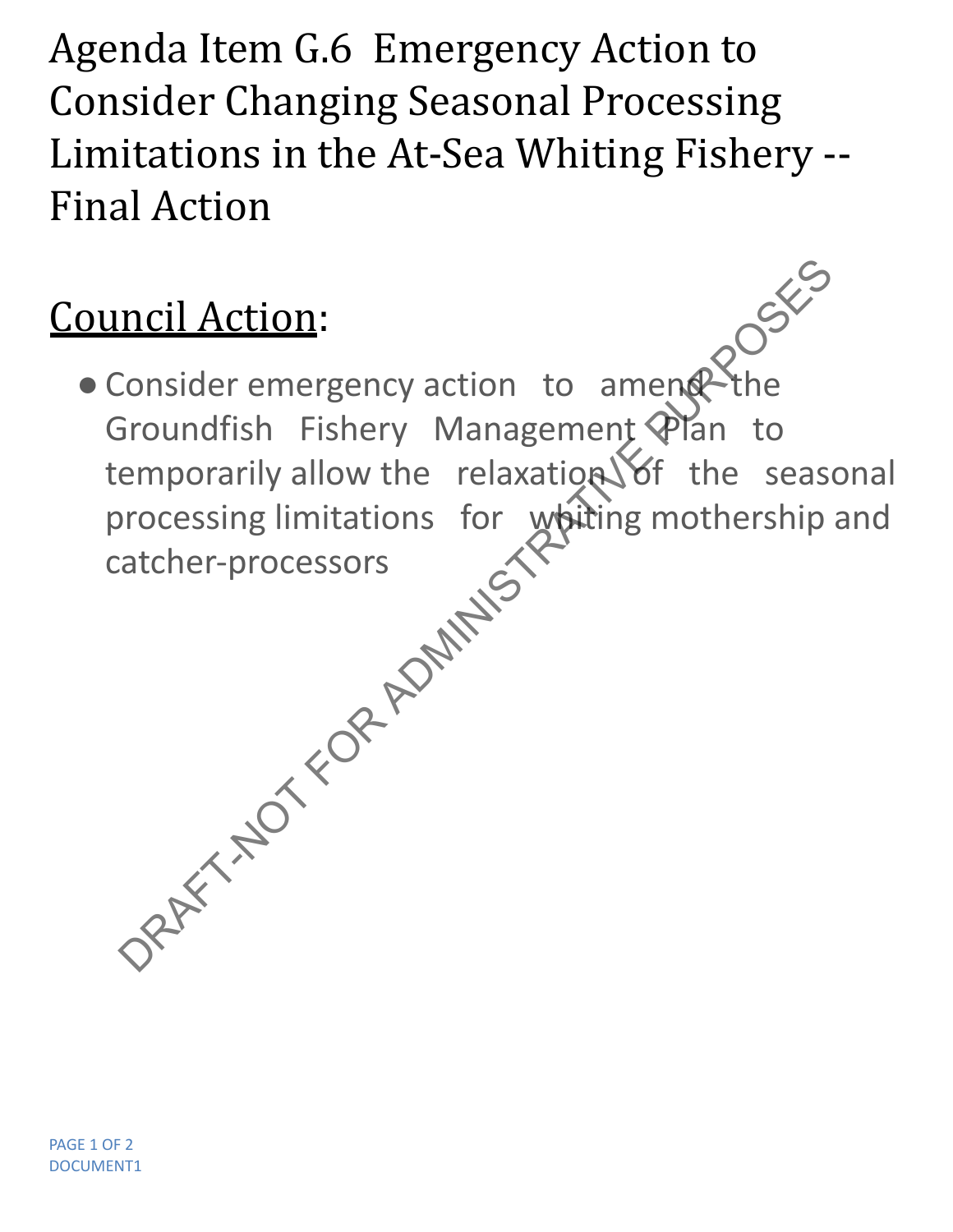# Agenda Item G.6 Emergency Action to Consider Changing Seasonal Processing Limitations in the At-Sea Whiting Fishery -- Final Action

## Council Action:

- Consider emergency action to amend the Groundfish Fishery Management Plan to temporarily allow the relaxation of the seasonal processing limitations for whiting mothership and catcher-processors

DRAFT-NOT FOR ADMINISTRATIVE PURPOSES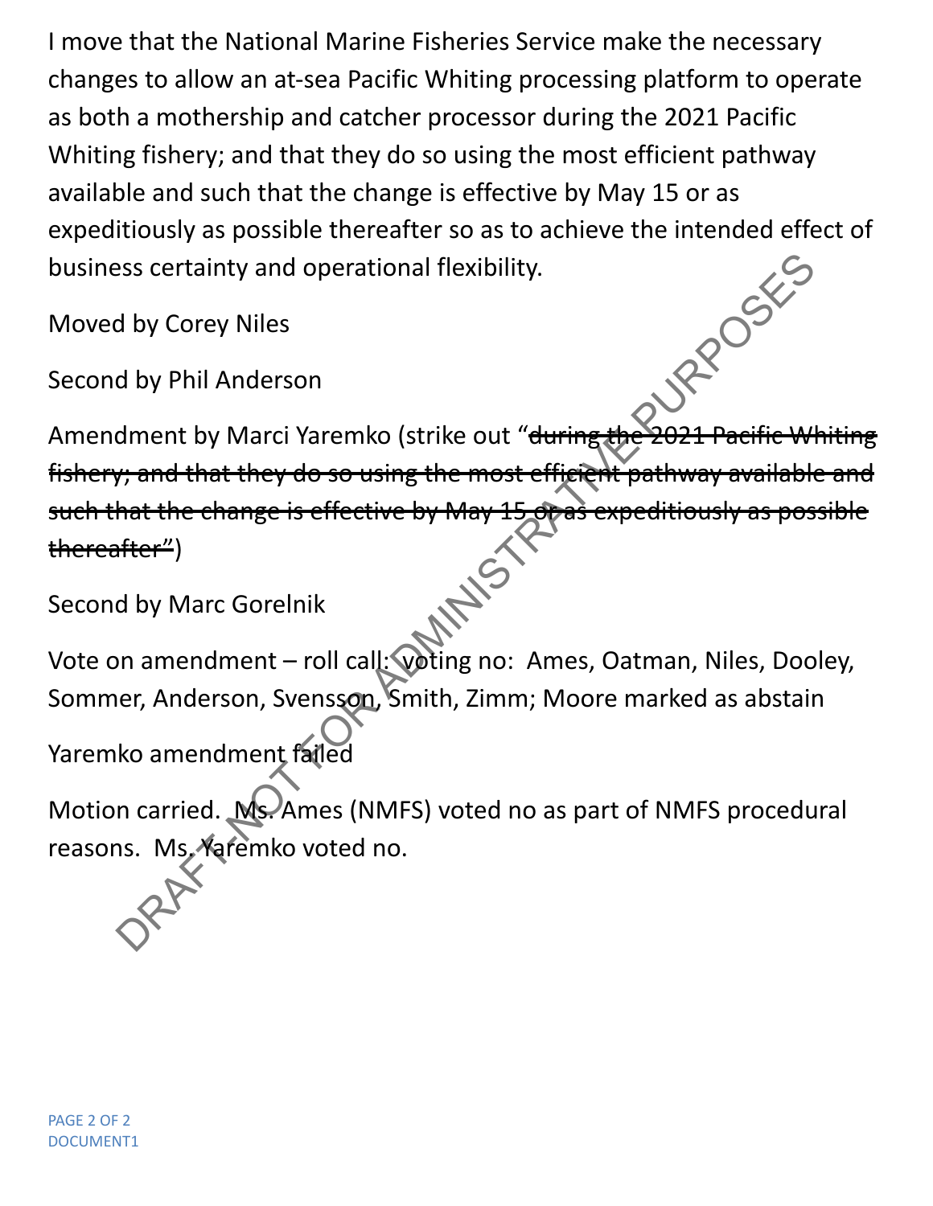I move that the National Marine Fisheries Service make the necessary changes to allow an at-sea Pacific Whiting processing platform to operate as both a mothership and catcher processor during the 2021 Pacific Whiting fishery; and that they do so using the most efficient pathway available and such that the change is effective by May 15 or as expeditiously as possible thereafter so as to achieve the intended effect of business certainty and operational flexibility.

Moved by Corey Niles

Second by Phil Anderson

Amendment by Marci Yaremko (strike out "~~during the 2021 Pacific Whiting fishery; and that they do so using the most efficient pathway available and such that the change is effective by May 15 or as expeditiously as possible thereafter"~~)

Second by Marc Gorelnik

Vote on amendment – roll call: voting no: Ames, Oatman, Niles, Dooley, Sommer, Anderson, Svensson, Smith, Zimm; Moore marked as abstain

Yaremko amendment failed

Motion carried. Ms. Ames (NMFS) voted no as part of NMFS procedural reasons. Ms. Yaremko voted no.

DRAFT-NOT FOR ADMINISTRATIVE PURPOSES